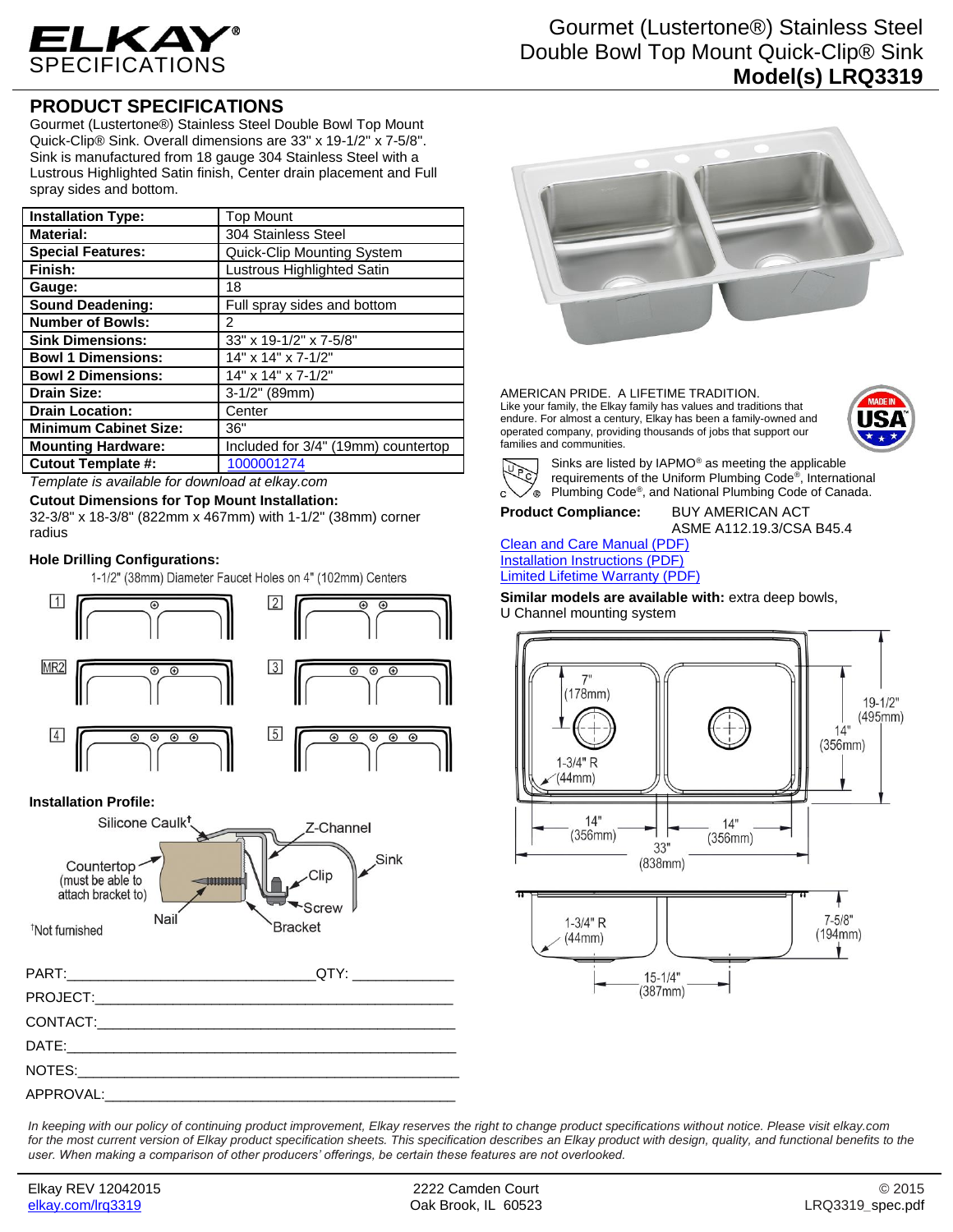# ELKAY SPECIFICATIONS

## Gourmet (Lustertone®) Stainless Steel Double Bowl Top Mount Quick-Clip® Sink
**Model(s) LRQ3319**

## PRODUCT SPECIFICATIONS

Gourmet (Lustertone®) Stainless Steel Double Bowl Top Mount Quick-Clip® Sink. Overall dimensions are 33" x 19-1/2" x 7-5/8". Sink is manufactured from 18 gauge 304 Stainless Steel with a Lustrous Highlighted Satin finish, Center drain placement and Full spray sides and bottom.

| | |
|---|---|
| **Installation Type:** | Top Mount |
| **Material:** | 304 Stainless Steel |
| **Special Features:** | Quick-Clip Mounting System |
| **Finish:** | Lustrous Highlighted Satin |
| **Gauge:** | 18 |
| **Sound Deadening:** | Full spray sides and bottom |
| **Number of Bowls:** | 2 |
| **Sink Dimensions:** | 33" x 19-1/2" x 7-5/8" |
| **Bowl 1 Dimensions:** | 14" x 14" x 7-1/2" |
| **Bowl 2 Dimensions:** | 14" x 14" x 7-1/2" |
| **Drain Size:** | 3-1/2" (89mm) |
| **Drain Location:** | Center |
| **Minimum Cabinet Size:** | 36" |
| **Mounting Hardware:** | Included for 3/4" (19mm) countertop |
| **Cutout Template #:** | 1000001274 |

*Template is available for download at elkay.com*

**Cutout Dimensions for Top Mount Installation:**
32-3/8" x 18-3/8" (822mm x 467mm) with 1-1/2" (38mm) corner radius

**Hole Drilling Configurations:**
1-1/2" (38mm) Diameter Faucet Holes on 4" (102mm) Centers

1, 2, MR2, 3, 4, 5

**Installation Profile:**
Silicone Caulk†, Z-Channel, Sink, Countertop (must be able to attach bracket to), Clip, Screw, Nail, Bracket

†Not furnished

PART:________________________________QTY: ____________

PROJECT:_____________________________________________

CONTACT:_____________________________________________

DATE:________________________________________________

NOTES:_______________________________________________

APPROVAL:____________________________________________

AMERICAN PRIDE. A LIFETIME TRADITION.
Like your family, the Elkay family has values and traditions that endure. For almost a century, Elkay has been a family-owned and operated company, providing thousands of jobs that support our families and communities.

MADE IN USA

Sinks are listed by IAPMO® as meeting the applicable requirements of the Uniform Plumbing Code®, International Plumbing Code®, and National Plumbing Code of Canada.

**Product Compliance:** BUY AMERICAN ACT
ASME A112.19.3/CSA B45.4

Clean and Care Manual (PDF)
Installation Instructions (PDF)
Limited Lifetime Warranty (PDF)

**Similar models are available with:** extra deep bowls, U Channel mounting system

7" (178mm); 1-3/4" R (44mm); 19-1/2" (495mm); 14" (356mm); 14" (356mm); 14" (356mm); 33" (838mm); 1-3/4" R (44mm); 7-5/8" (194mm); 15-1/4" (387mm)

*In keeping with our policy of continuing product improvement, Elkay reserves the right to change product specifications without notice. Please visit elkay.com for the most current version of Elkay product specification sheets. This specification describes an Elkay product with design, quality, and functional benefits to the user. When making a comparison of other producers' offerings, be certain these features are not overlooked.*

Elkay REV 12042015
elkay.com/lrq3319

2222 Camden Court
Oak Brook, IL 60523

© 2015
LRQ3319_spec.pdf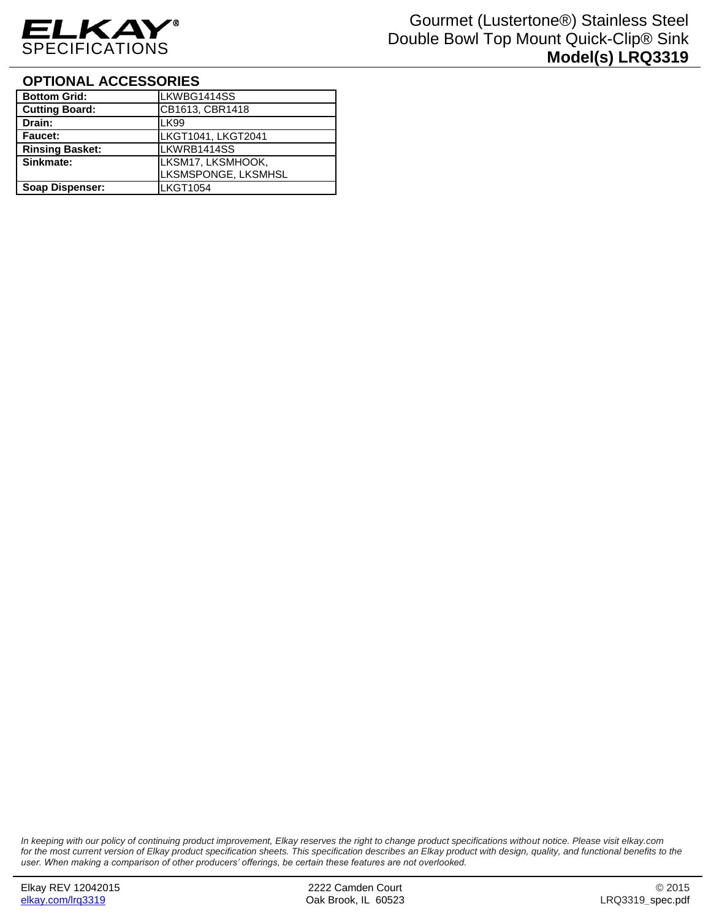## OPTIONAL ACCESSORIES

| | |
|---|---|
| **Bottom Grid:** | LKWBG1414SS |
| **Cutting Board:** | CB1613, CBR1418 |
| **Drain:** | LK99 |
| **Faucet:** | LKGT1041, LKGT2041 |
| **Rinsing Basket:** | LKWRB1414SS |
| **Sinkmate:** | LKSM17, LKSMHOOK, LKSMSPONGE, LKSMHSL |
| **Soap Dispenser:** | LKGT1054 |

*In keeping with our policy of continuing product improvement, Elkay reserves the right to change product specifications without notice. Please visit elkay.com for the most current version of Elkay product specification sheets. This specification describes an Elkay product with design, quality, and functional benefits to the user. When making a comparison of other producers' offerings, be certain these features are not overlooked.*